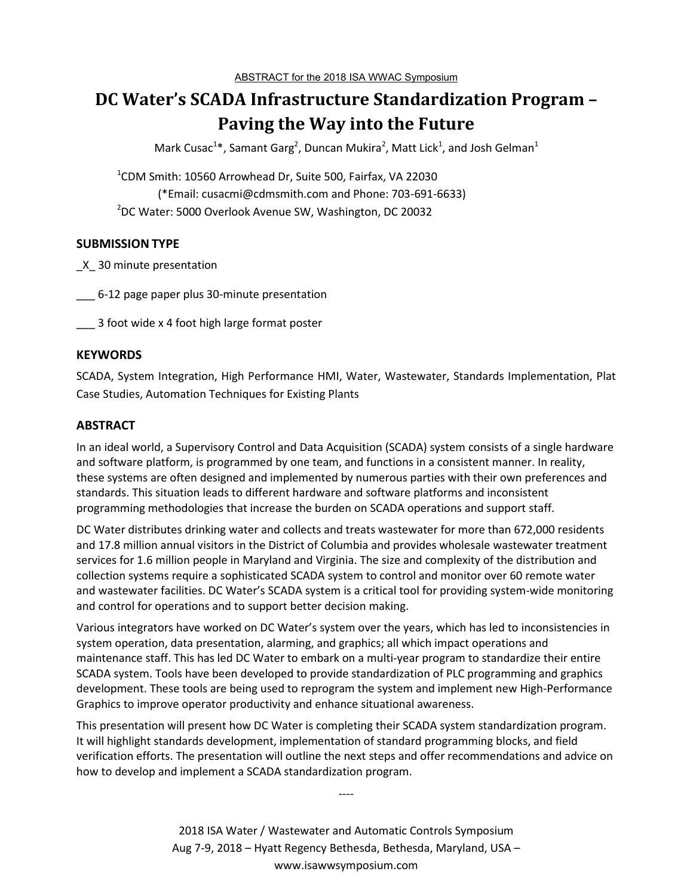ABSTRACT for the 2018 ISA WWAC Symposium

# DC Water's SCADA Infrastructure Standardization Program – Paving the Way into the Future

Mark Cusac[1]*, Samant Garg[2], Duncan Mukira[2], Matt Lick[1], and Josh Gelman[1]

[1]CDM Smith: 10560 Arrowhead Dr, Suite 500, Fairfax, VA 22030
(*Email: cusacmi@cdmsmith.com and Phone: 703-691-6633)
[2]DC Water: 5000 Overlook Avenue SW, Washington, DC 20032

## SUBMISSION TYPE

_X_ 30 minute presentation

___ 6-12 page paper plus 30-minute presentation

___ 3 foot wide x 4 foot high large format poster

## KEYWORDS

SCADA, System Integration, High Performance HMI, Water, Wastewater, Standards Implementation, Plat Case Studies, Automation Techniques for Existing Plants

## ABSTRACT

In an ideal world, a Supervisory Control and Data Acquisition (SCADA) system consists of a single hardware and software platform, is programmed by one team, and functions in a consistent manner. In reality, these systems are often designed and implemented by numerous parties with their own preferences and standards. This situation leads to different hardware and software platforms and inconsistent programming methodologies that increase the burden on SCADA operations and support staff.

DC Water distributes drinking water and collects and treats wastewater for more than 672,000 residents and 17.8 million annual visitors in the District of Columbia and provides wholesale wastewater treatment services for 1.6 million people in Maryland and Virginia. The size and complexity of the distribution and collection systems require a sophisticated SCADA system to control and monitor over 60 remote water and wastewater facilities. DC Water's SCADA system is a critical tool for providing system-wide monitoring and control for operations and to support better decision making.

Various integrators have worked on DC Water's system over the years, which has led to inconsistencies in system operation, data presentation, alarming, and graphics; all which impact operations and maintenance staff. This has led DC Water to embark on a multi-year program to standardize their entire SCADA system. Tools have been developed to provide standardization of PLC programming and graphics development. These tools are being used to reprogram the system and implement new High-Performance Graphics to improve operator productivity and enhance situational awareness.

This presentation will present how DC Water is completing their SCADA system standardization program. It will highlight standards development, implementation of standard programming blocks, and field verification efforts. The presentation will outline the next steps and offer recommendations and advice on how to develop and implement a SCADA standardization program.

----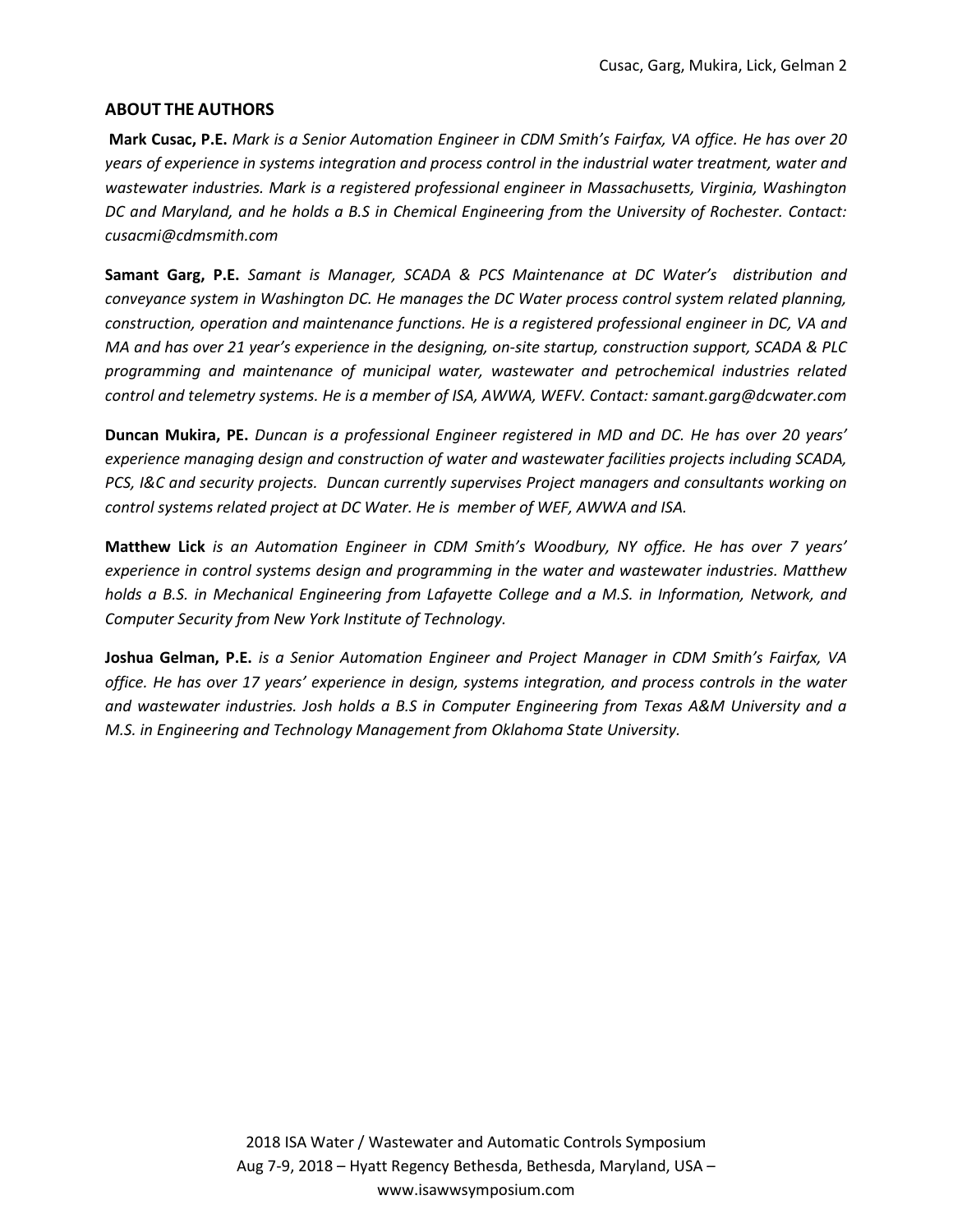## ABOUT THE AUTHORS

**Mark Cusac, P.E.** *Mark is a Senior Automation Engineer in CDM Smith's Fairfax, VA office. He has over 20 years of experience in systems integration and process control in the industrial water treatment, water and wastewater industries. Mark is a registered professional engineer in Massachusetts, Virginia, Washington DC and Maryland, and he holds a B.S in Chemical Engineering from the University of Rochester. Contact: cusacmi@cdmsmith.com*

**Samant Garg, P.E.** *Samant is Manager, SCADA & PCS Maintenance at DC Water's distribution and conveyance system in Washington DC. He manages the DC Water process control system related planning, construction, operation and maintenance functions. He is a registered professional engineer in DC, VA and MA and has over 21 year's experience in the designing, on-site startup, construction support, SCADA & PLC programming and maintenance of municipal water, wastewater and petrochemical industries related control and telemetry systems. He is a member of ISA, AWWA, WEFV. Contact: samant.garg@dcwater.com*

**Duncan Mukira, PE.** *Duncan is a professional Engineer registered in MD and DC. He has over 20 years' experience managing design and construction of water and wastewater facilities projects including SCADA, PCS, I&C and security projects. Duncan currently supervises Project managers and consultants working on control systems related project at DC Water. He is member of WEF, AWWA and ISA.*

**Matthew Lick** *is an Automation Engineer in CDM Smith's Woodbury, NY office. He has over 7 years' experience in control systems design and programming in the water and wastewater industries. Matthew holds a B.S. in Mechanical Engineering from Lafayette College and a M.S. in Information, Network, and Computer Security from New York Institute of Technology.*

**Joshua Gelman, P.E.** *is a Senior Automation Engineer and Project Manager in CDM Smith's Fairfax, VA office. He has over 17 years' experience in design, systems integration, and process controls in the water and wastewater industries. Josh holds a B.S in Computer Engineering from Texas A&M University and a M.S. in Engineering and Technology Management from Oklahoma State University.*